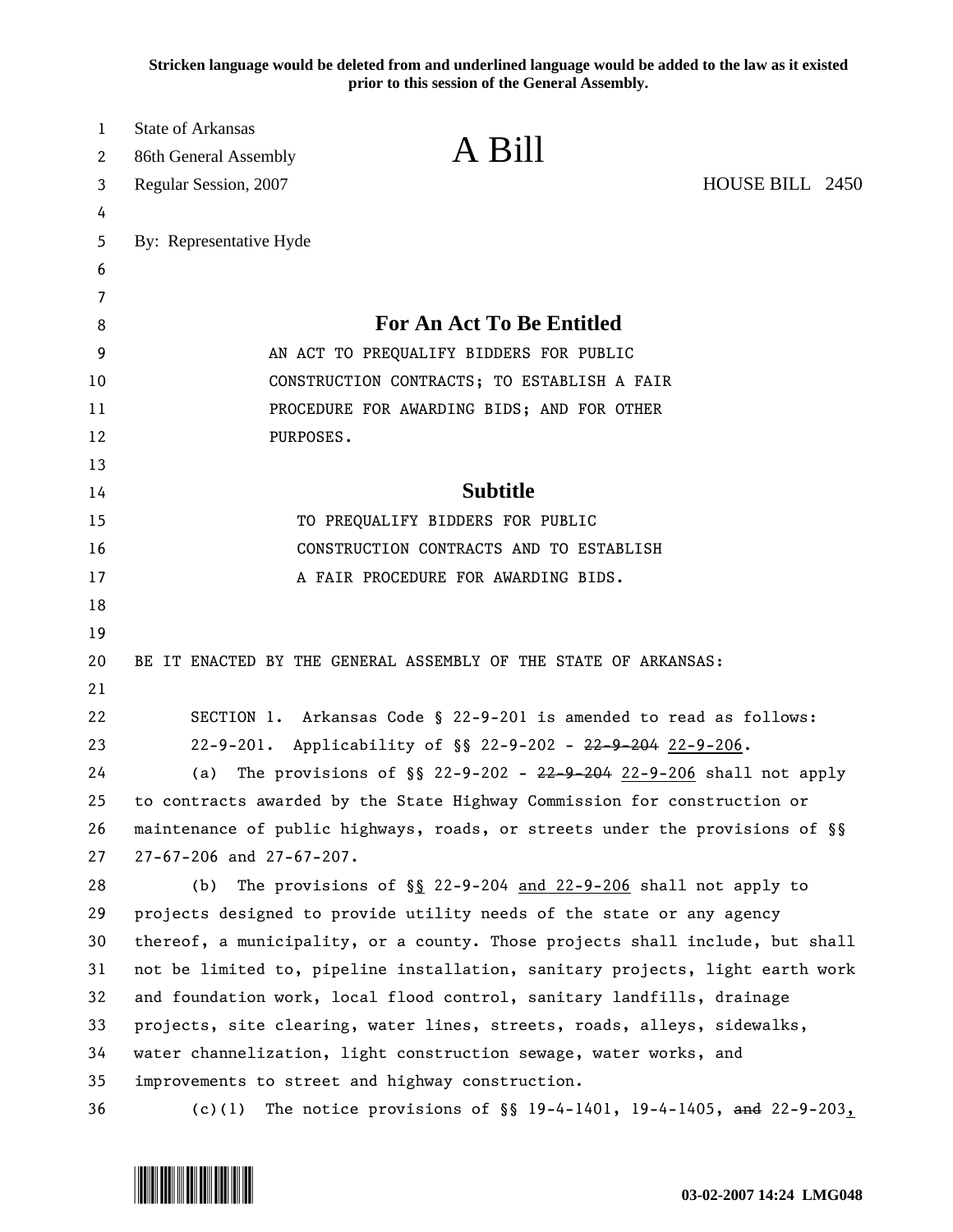Stricken language would be deleted from and underlined language would be added to the law as it existed prior to this session of the General Assembly.

State of Arkansas
86th General Assembly
Regular Session, 2007

# A Bill

HOUSE BILL 2450

By: Representative Hyde

## For An Act To Be Entitled

AN ACT TO PREQUALIFY BIDDERS FOR PUBLIC CONSTRUCTION CONTRACTS; TO ESTABLISH A FAIR PROCEDURE FOR AWARDING BIDS; AND FOR OTHER PURPOSES.

## Subtitle

TO PREQUALIFY BIDDERS FOR PUBLIC CONSTRUCTION CONTRACTS AND TO ESTABLISH A FAIR PROCEDURE FOR AWARDING BIDS.

BE IT ENACTED BY THE GENERAL ASSEMBLY OF THE STATE OF ARKANSAS:

SECTION 1. Arkansas Code § 22-9-201 is amended to read as follows:

22-9-201. Applicability of §§ 22-9-202 - ~~22-9-204~~ 22-9-206.

(a) The provisions of §§ 22-9-202 - ~~22-9-204~~ 22-9-206 shall not apply to contracts awarded by the State Highway Commission for construction or maintenance of public highways, roads, or streets under the provisions of §§ 27-67-206 and 27-67-207.

(b) The provisions of §§ 22-9-204 and 22-9-206 shall not apply to projects designed to provide utility needs of the state or any agency thereof, a municipality, or a county. Those projects shall include, but shall not be limited to, pipeline installation, sanitary projects, light earth work and foundation work, local flood control, sanitary landfills, drainage projects, site clearing, water lines, streets, roads, alleys, sidewalks, water channelization, light construction sewage, water works, and improvements to street and highway construction.

(c)(1) The notice provisions of §§ 19-4-1401, 19-4-1405, ~~and~~ 22-9-203,

03-02-2007 14:24 LMG048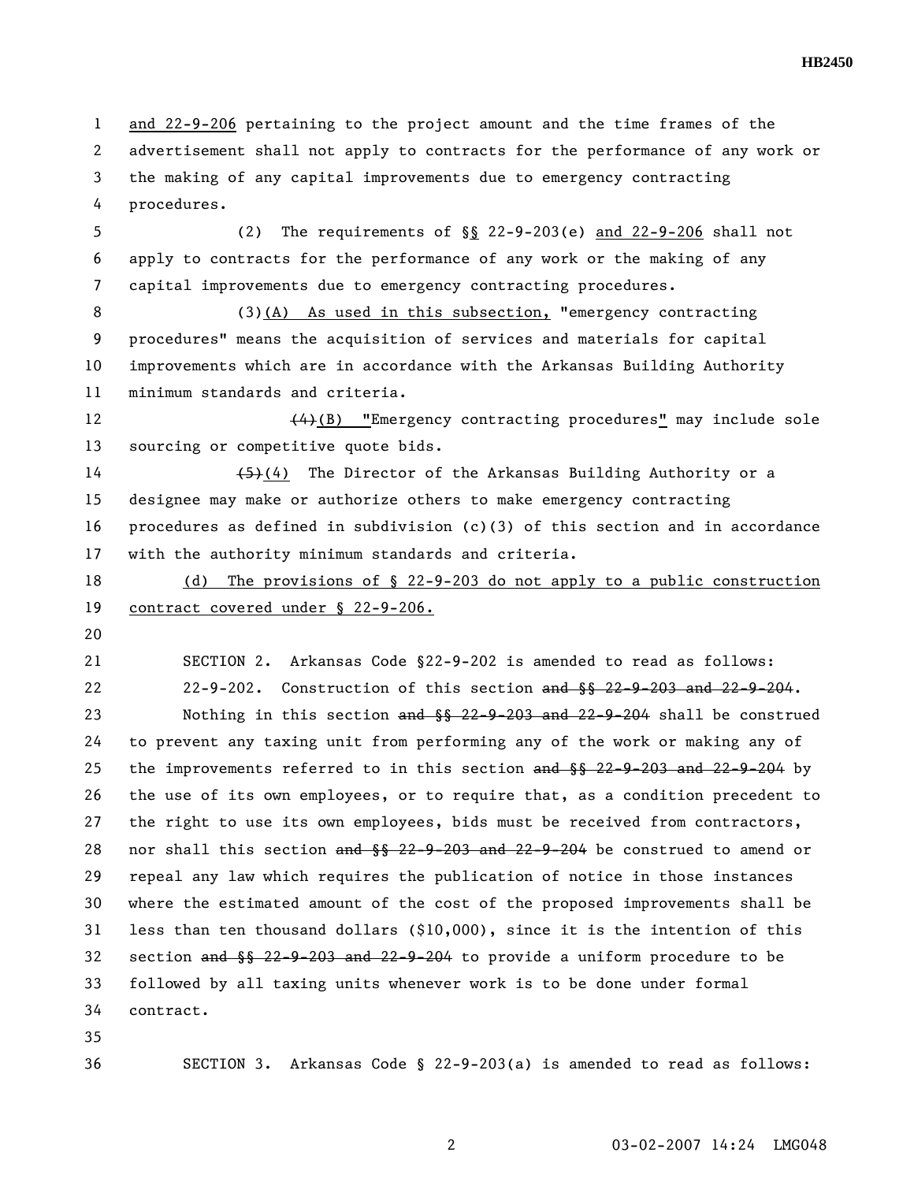and 22-9-206 pertaining to the project amount and the time frames of the advertisement shall not apply to contracts for the performance of any work or the making of any capital improvements due to emergency contracting procedures.

(2) The requirements of §§ 22-9-203(e) and 22-9-206 shall not apply to contracts for the performance of any work or the making of any capital improvements due to emergency contracting procedures.

(3)(A) As used in this subsection, "emergency contracting procedures" means the acquisition of services and materials for capital improvements which are in accordance with the Arkansas Building Authority minimum standards and criteria.

~~(4)~~(B) "Emergency contracting procedures" may include sole sourcing or competitive quote bids.

~~(5)~~(4) The Director of the Arkansas Building Authority or a designee may make or authorize others to make emergency contracting procedures as defined in subdivision (c)(3) of this section and in accordance with the authority minimum standards and criteria.

(d) The provisions of § 22-9-203 do not apply to a public construction contract covered under § 22-9-206.

SECTION 2. Arkansas Code §22-9-202 is amended to read as follows:

22-9-202. Construction of this section ~~and §§ 22-9-203 and 22-9-204~~.

Nothing in this section ~~and §§ 22-9-203 and 22-9-204~~ shall be construed to prevent any taxing unit from performing any of the work or making any of the improvements referred to in this section ~~and §§ 22-9-203 and 22-9-204~~ by the use of its own employees, or to require that, as a condition precedent to the right to use its own employees, bids must be received from contractors, nor shall this section ~~and §§ 22-9-203 and 22-9-204~~ be construed to amend or repeal any law which requires the publication of notice in those instances where the estimated amount of the cost of the proposed improvements shall be less than ten thousand dollars ($10,000), since it is the intention of this section ~~and §§ 22-9-203 and 22-9-204~~ to provide a uniform procedure to be followed by all taxing units whenever work is to be done under formal contract.

SECTION 3. Arkansas Code § 22-9-203(a) is amended to read as follows: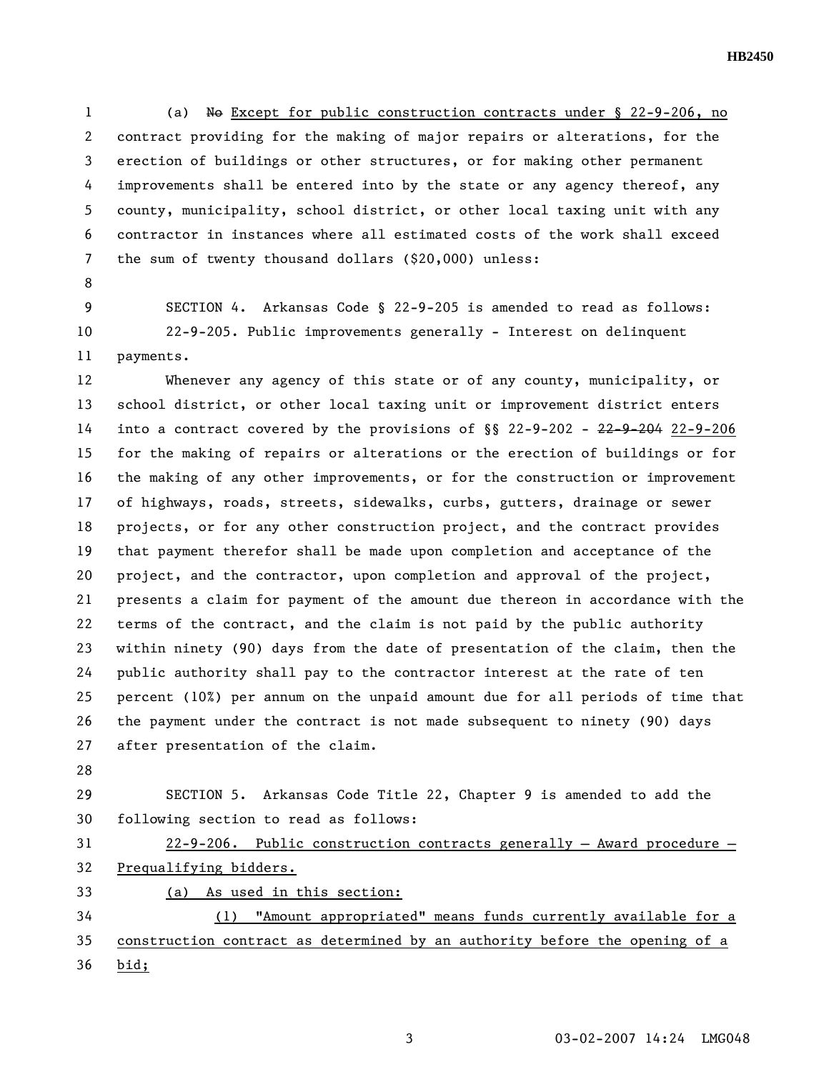(a) ~~No~~ Except for public construction contracts under § 22-9-206, no contract providing for the making of major repairs or alterations, for the erection of buildings or other structures, or for making other permanent improvements shall be entered into by the state or any agency thereof, any county, municipality, school district, or other local taxing unit with any contractor in instances where all estimated costs of the work shall exceed the sum of twenty thousand dollars ($20,000) unless:

SECTION 4. Arkansas Code § 22-9-205 is amended to read as follows:

22-9-205. Public improvements generally - Interest on delinquent payments.

Whenever any agency of this state or of any county, municipality, or school district, or other local taxing unit or improvement district enters into a contract covered by the provisions of §§ 22-9-202 - ~~22-9-204~~ 22-9-206 for the making of repairs or alterations or the erection of buildings or for the making of any other improvements, or for the construction or improvement of highways, roads, streets, sidewalks, curbs, gutters, drainage or sewer projects, or for any other construction project, and the contract provides that payment therefor shall be made upon completion and acceptance of the project, and the contractor, upon completion and approval of the project, presents a claim for payment of the amount due thereon in accordance with the terms of the contract, and the claim is not paid by the public authority within ninety (90) days from the date of presentation of the claim, then the public authority shall pay to the contractor interest at the rate of ten percent (10%) per annum on the unpaid amount due for all periods of time that the payment under the contract is not made subsequent to ninety (90) days after presentation of the claim.

SECTION 5. Arkansas Code Title 22, Chapter 9 is amended to add the following section to read as follows:

22-9-206. Public construction contracts generally – Award procedure – Prequalifying bidders.

(a) As used in this section:

(1) "Amount appropriated" means funds currently available for a construction contract as determined by an authority before the opening of a bid;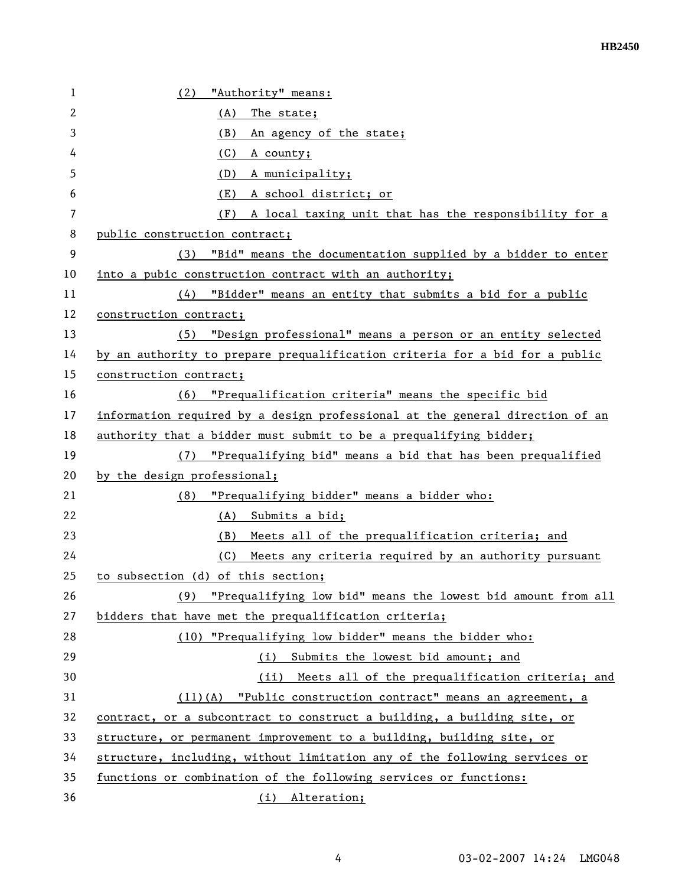(2) "Authority" means:

(A) The state;

(B) An agency of the state;

(C) A county;

(D) A municipality;

(E) A school district; or

(F) A local taxing unit that has the responsibility for a public construction contract;

(3) "Bid" means the documentation supplied by a bidder to enter into a pubic construction contract with an authority;

(4) "Bidder" means an entity that submits a bid for a public construction contract;

(5) "Design professional" means a person or an entity selected by an authority to prepare prequalification criteria for a bid for a public construction contract;

(6) "Prequalification criteria" means the specific bid information required by a design professional at the general direction of an authority that a bidder must submit to be a prequalifying bidder;

(7) "Prequalifying bid" means a bid that has been prequalified by the design professional;

(8) "Prequalifying bidder" means a bidder who:

(A) Submits a bid;

(B) Meets all of the prequalification criteria; and

(C) Meets any criteria required by an authority pursuant to subsection (d) of this section;

(9) "Prequalifying low bid" means the lowest bid amount from all bidders that have met the prequalification criteria;

(10) "Prequalifying low bidder" means the bidder who:

(i) Submits the lowest bid amount; and

(ii) Meets all of the prequalification criteria; and

(11)(A) "Public construction contract" means an agreement, a contract, or a subcontract to construct a building, a building site, or structure, or permanent improvement to a building, building site, or structure, including, without limitation any of the following services or functions or combination of the following services or functions:

(i) Alteration;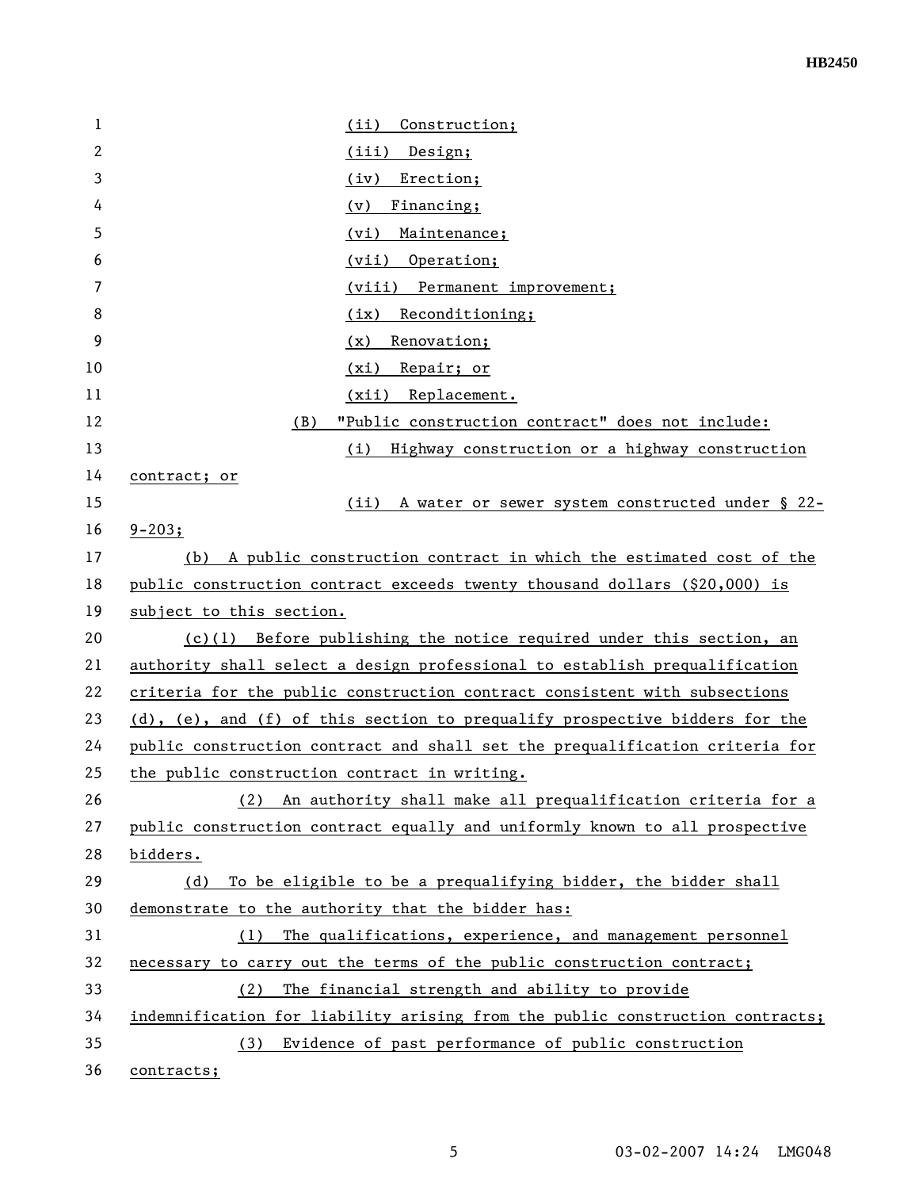(ii) Construction;

(iii) Design;

(iv) Erection;

(v) Financing;

(vi) Maintenance;

(vii) Operation;

(viii) Permanent improvement;

(ix) Reconditioning;

(x) Renovation;

(xi) Repair; or

(xii) Replacement.

(B) "Public construction contract" does not include:

(i) Highway construction or a highway construction contract; or

(ii) A water or sewer system constructed under § 22-9-203;

(b) A public construction contract in which the estimated cost of the public construction contract exceeds twenty thousand dollars ($20,000) is subject to this section.

(c)(1) Before publishing the notice required under this section, an authority shall select a design professional to establish prequalification criteria for the public construction contract consistent with subsections (d), (e), and (f) of this section to prequalify prospective bidders for the public construction contract and shall set the prequalification criteria for the public construction contract in writing.

(2) An authority shall make all prequalification criteria for a public construction contract equally and uniformly known to all prospective bidders.

(d) To be eligible to be a prequalifying bidder, the bidder shall demonstrate to the authority that the bidder has:

(1) The qualifications, experience, and management personnel necessary to carry out the terms of the public construction contract;

(2) The financial strength and ability to provide indemnification for liability arising from the public construction contracts;

(3) Evidence of past performance of public construction contracts;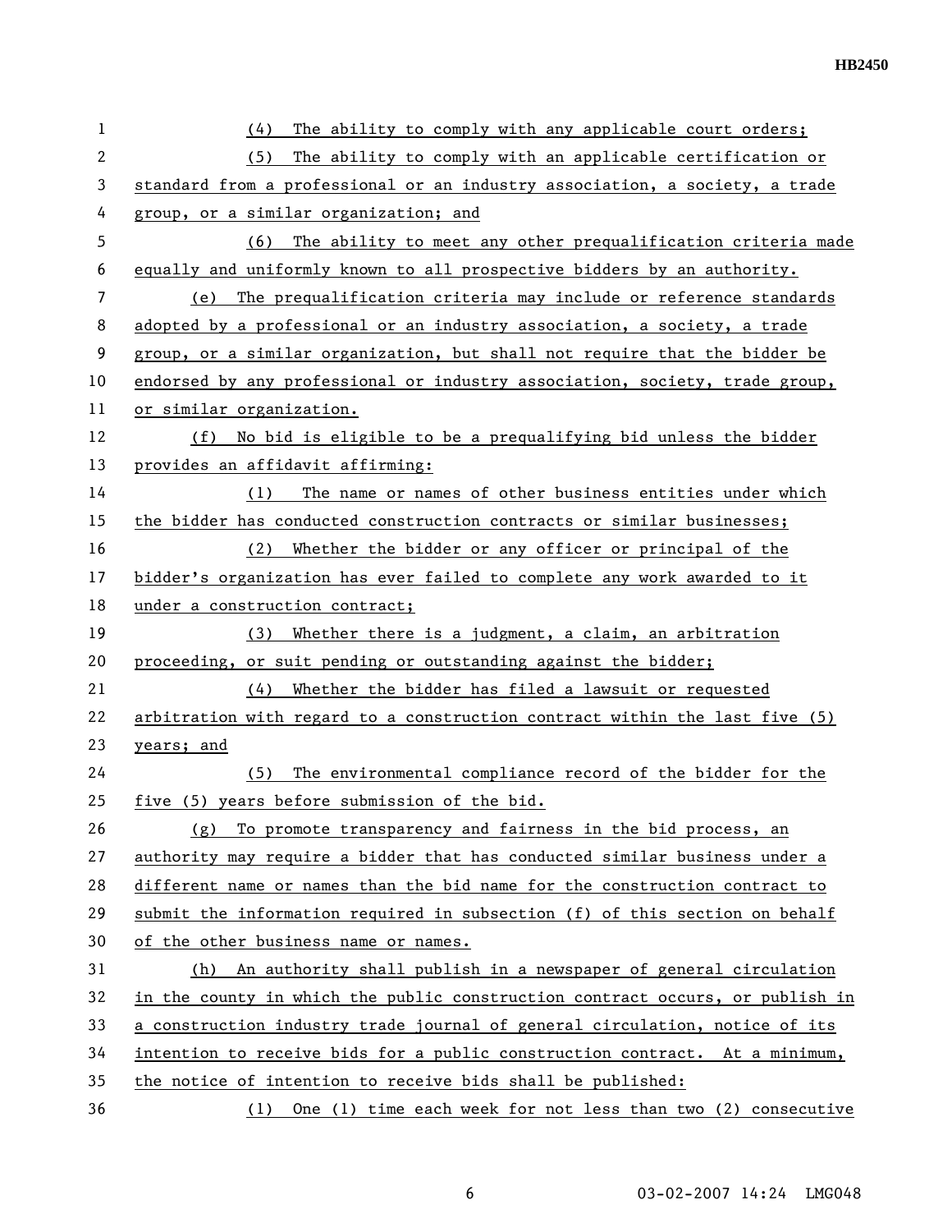(4) The ability to comply with any applicable court orders;

(5) The ability to comply with an applicable certification or standard from a professional or an industry association, a society, a trade group, or a similar organization; and

(6) The ability to meet any other prequalification criteria made equally and uniformly known to all prospective bidders by an authority.

(e) The prequalification criteria may include or reference standards adopted by a professional or an industry association, a society, a trade group, or a similar organization, but shall not require that the bidder be endorsed by any professional or industry association, society, trade group, or similar organization.

(f) No bid is eligible to be a prequalifying bid unless the bidder provides an affidavit affirming:

(1) The name or names of other business entities under which the bidder has conducted construction contracts or similar businesses;

(2) Whether the bidder or any officer or principal of the bidder's organization has ever failed to complete any work awarded to it under a construction contract;

(3) Whether there is a judgment, a claim, an arbitration proceeding, or suit pending or outstanding against the bidder;

(4) Whether the bidder has filed a lawsuit or requested arbitration with regard to a construction contract within the last five (5) years; and

(5) The environmental compliance record of the bidder for the five (5) years before submission of the bid.

(g) To promote transparency and fairness in the bid process, an authority may require a bidder that has conducted similar business under a different name or names than the bid name for the construction contract to submit the information required in subsection (f) of this section on behalf of the other business name or names.

(h) An authority shall publish in a newspaper of general circulation in the county in which the public construction contract occurs, or publish in a construction industry trade journal of general circulation, notice of its intention to receive bids for a public construction contract. At a minimum, the notice of intention to receive bids shall be published:

(1) One (1) time each week for not less than two (2) consecutive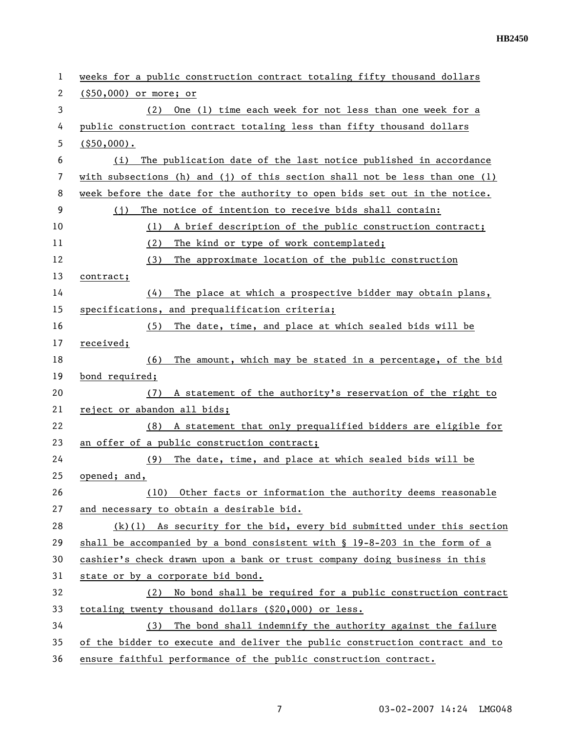weeks for a public construction contract totaling fifty thousand dollars ($50,000) or more; or

(2) One (1) time each week for not less than one week for a public construction contract totaling less than fifty thousand dollars ($50,000).

(i) The publication date of the last notice published in accordance with subsections (h) and (j) of this section shall not be less than one (1) week before the date for the authority to open bids set out in the notice.

(j) The notice of intention to receive bids shall contain:

(1) A brief description of the public construction contract;

(2) The kind or type of work contemplated;

(3) The approximate location of the public construction contract;

(4) The place at which a prospective bidder may obtain plans, specifications, and prequalification criteria;

(5) The date, time, and place at which sealed bids will be received;

(6) The amount, which may be stated in a percentage, of the bid bond required;

(7) A statement of the authority's reservation of the right to reject or abandon all bids;

(8) A statement that only prequalified bidders are eligible for an offer of a public construction contract;

(9) The date, time, and place at which sealed bids will be opened; and,

(10) Other facts or information the authority deems reasonable and necessary to obtain a desirable bid.

(k)(1) As security for the bid, every bid submitted under this section shall be accompanied by a bond consistent with § 19-8-203 in the form of a cashier's check drawn upon a bank or trust company doing business in this state or by a corporate bid bond.

(2) No bond shall be required for a public construction contract totaling twenty thousand dollars ($20,000) or less.

(3) The bond shall indemnify the authority against the failure of the bidder to execute and deliver the public construction contract and to ensure faithful performance of the public construction contract.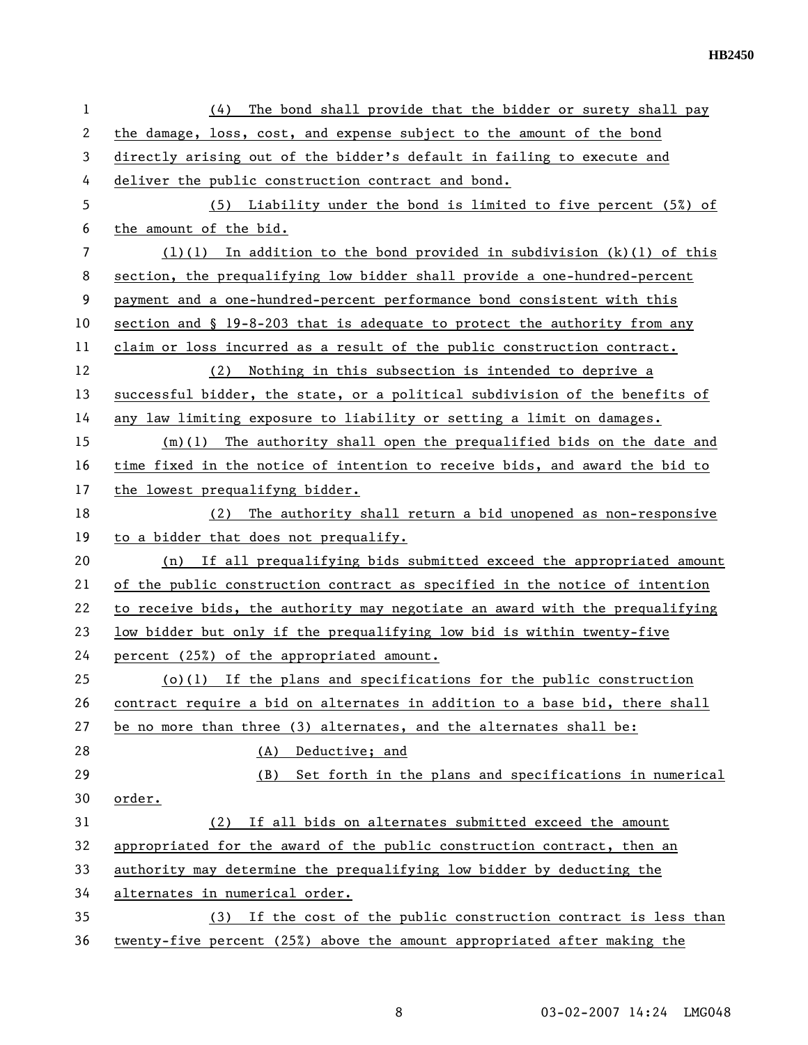(4) The bond shall provide that the bidder or surety shall pay the damage, loss, cost, and expense subject to the amount of the bond directly arising out of the bidder's default in failing to execute and deliver the public construction contract and bond.

(5) Liability under the bond is limited to five percent (5%) of the amount of the bid.

(l)(1) In addition to the bond provided in subdivision (k)(1) of this section, the prequalifying low bidder shall provide a one-hundred-percent payment and a one-hundred-percent performance bond consistent with this section and § 19-8-203 that is adequate to protect the authority from any claim or loss incurred as a result of the public construction contract.

(2) Nothing in this subsection is intended to deprive a successful bidder, the state, or a political subdivision of the benefits of any law limiting exposure to liability or setting a limit on damages.

(m)(1) The authority shall open the prequalified bids on the date and time fixed in the notice of intention to receive bids, and award the bid to the lowest prequalifyng bidder.

(2) The authority shall return a bid unopened as non-responsive to a bidder that does not prequalify.

(n) If all prequalifying bids submitted exceed the appropriated amount of the public construction contract as specified in the notice of intention to receive bids, the authority may negotiate an award with the prequalifying low bidder but only if the prequalifying low bid is within twenty-five percent (25%) of the appropriated amount.

(o)(1) If the plans and specifications for the public construction contract require a bid on alternates in addition to a base bid, there shall be no more than three (3) alternates, and the alternates shall be:

(A) Deductive; and

(B) Set forth in the plans and specifications in numerical order.

(2) If all bids on alternates submitted exceed the amount appropriated for the award of the public construction contract, then an authority may determine the prequalifying low bidder by deducting the alternates in numerical order.

(3) If the cost of the public construction contract is less than twenty-five percent (25%) above the amount appropriated after making the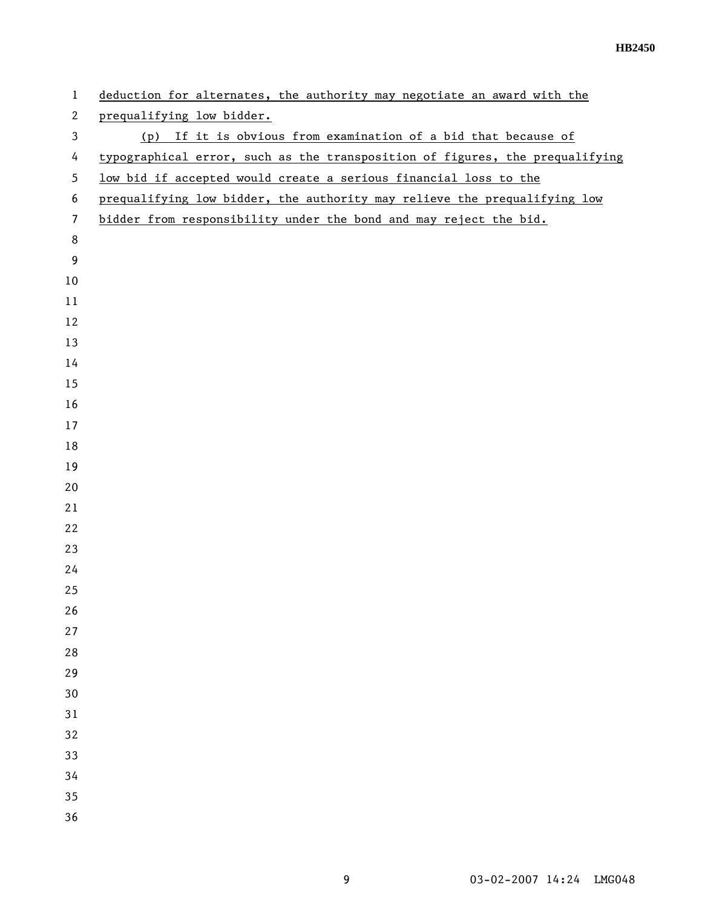deduction for alternates, the authority may negotiate an award with the prequalifying low bidder.

(p) If it is obvious from examination of a bid that because of typographical error, such as the transposition of figures, the prequalifying low bid if accepted would create a serious financial loss to the prequalifying low bidder, the authority may relieve the prequalifying low bidder from responsibility under the bond and may reject the bid.